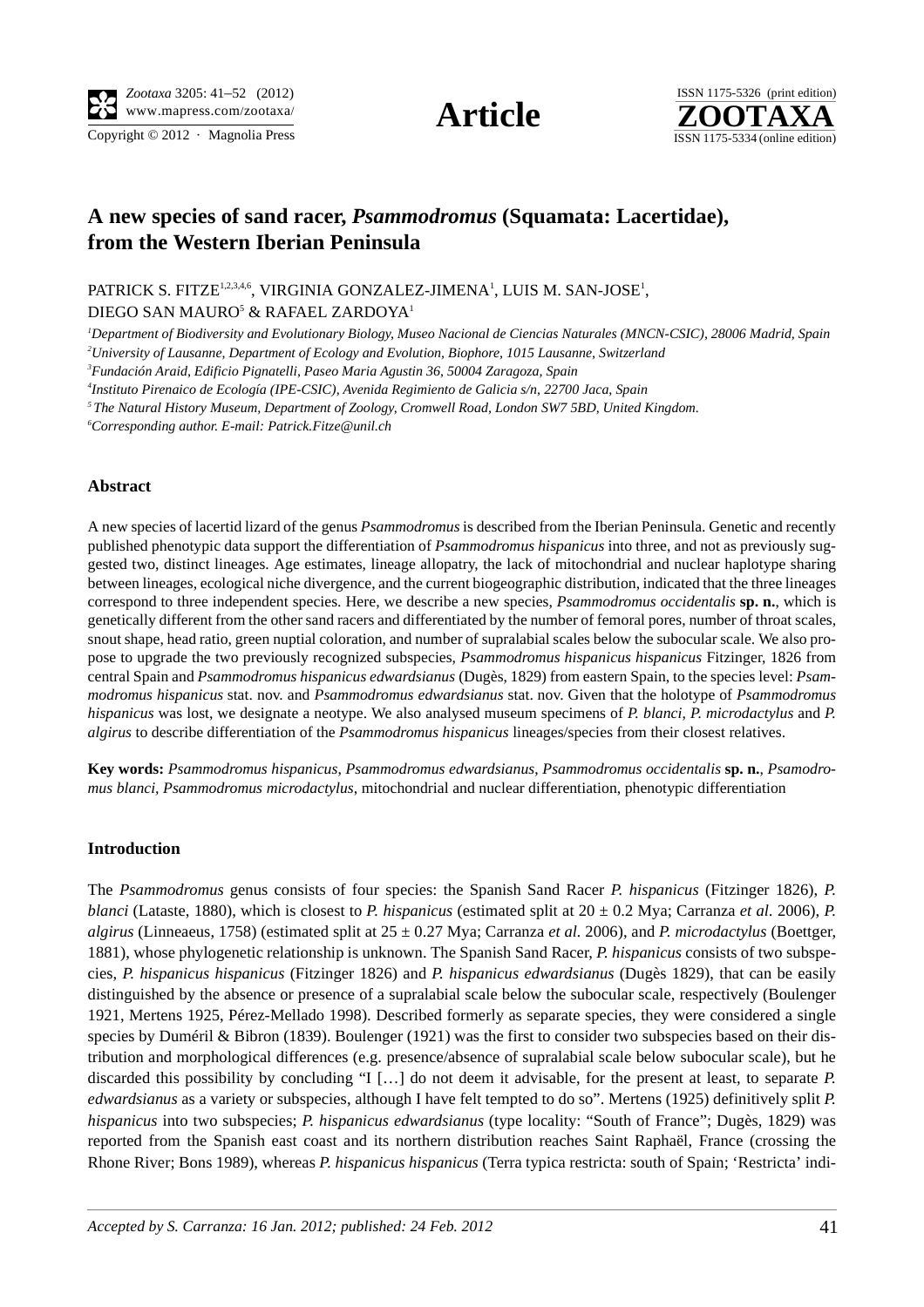# A new species of sand racer, *Psammodromus* (Squamata: Lacertidae), from the Western Iberian Peninsula

PATRICK S. FITZE[1,2,3,4,6], VIRGINIA GONZALEZ-JIMENA[1], LUIS M. SAN-JOSE[1], DIEGO SAN MAURO[5] & RAFAEL ZARDOYA[1]

[1] *Department of Biodiversity and Evolutionary Biology, Museo Nacional de Ciencias Naturales (MNCN-CSIC), 28006 Madrid, Spain*

[2] *University of Lausanne, Department of Ecology and Evolution, Biophore, 1015 Lausanne, Switzerland*

[3] *Fundación Araid, Edificio Pignatelli, Paseo Maria Agustin 36, 50004 Zaragoza, Spain*

[4] *Instituto Pirenaico de Ecología (IPE-CSIC), Avenida Regimiento de Galicia s/n, 22700 Jaca, Spain*

[5] *The Natural History Museum, Department of Zoology, Cromwell Road, London SW7 5BD, United Kingdom.*

[6] *Corresponding author. E-mail: Patrick.Fitze@unil.ch*

### Abstract

A new species of lacertid lizard of the genus *Psammodromus* is described from the Iberian Peninsula. Genetic and recently published phenotypic data support the differentiation of *Psammodromus hispanicus* into three, and not as previously suggested two, distinct lineages. Age estimates, lineage allopatry, the lack of mitochondrial and nuclear haplotype sharing between lineages, ecological niche divergence, and the current biogeographic distribution, indicated that the three lineages correspond to three independent species. Here, we describe a new species, *Psammodromus occidentalis* **sp. n.**, which is genetically different from the other sand racers and differentiated by the number of femoral pores, number of throat scales, snout shape, head ratio, green nuptial coloration, and number of supralabial scales below the subocular scale. We also propose to upgrade the two previously recognized subspecies, *Psammodromus hispanicus hispanicus* Fitzinger, 1826 from central Spain and *Psammodromus hispanicus edwardsianus* (Dugès, 1829) from eastern Spain, to the species level: *Psammodromus hispanicus* stat. nov. and *Psammodromus edwardsianus* stat. nov. Given that the holotype of *Psammodromus hispanicus* was lost, we designate a neotype. We also analysed museum specimens of *P. blanci*, *P. microdactylus* and *P. algirus* to describe differentiation of the *Psammodromus hispanicus* lineages/species from their closest relatives.

**Key words:** *Psammodromus hispanicus*, *Psammodromus edwardsianus*, *Psammodromus occidentalis* **sp. n.**, *Psammodromus blanci*, *Psammodromus microdactylus*, mitochondrial and nuclear differentiation, phenotypic differentiation

### Introduction

The *Psammodromus* genus consists of four species: the Spanish Sand Racer *P. hispanicus* (Fitzinger 1826), *P. blanci* (Lataste, 1880), which is closest to *P. hispanicus* (estimated split at 20 ± 0.2 Mya; Carranza *et al.* 2006), *P. algirus* (Linneaeus, 1758) (estimated split at 25 ± 0.27 Mya; Carranza *et al.* 2006), and *P. microdactylus* (Boettger, 1881), whose phylogenetic relationship is unknown. The Spanish Sand Racer, *P. hispanicus* consists of two subspecies, *P. hispanicus hispanicus* (Fitzinger 1826) and *P. hispanicus edwardsianus* (Dugès 1829), that can be easily distinguished by the absence or presence of a supralabial scale below the subocular scale, respectively (Boulenger 1921, Mertens 1925, Pérez-Mellado 1998). Described formerly as separate species, they were considered a single species by Duméril & Bibron (1839). Boulenger (1921) was the first to consider two subspecies based on their distribution and morphological differences (e.g. presence/absence of supralabial scale below subocular scale), but he discarded this possibility by concluding "I […] do not deem it advisable, for the present at least, to separate *P. edwardsianus* as a variety or subspecies, although I have felt tempted to do so". Mertens (1925) definitively split *P. hispanicus* into two subspecies; *P. hispanicus edwardsianus* (type locality: "South of France"; Dugès, 1829) was reported from the Spanish east coast and its northern distribution reaches Saint Raphaël, France (crossing the Rhone River; Bons 1989), whereas *P. hispanicus hispanicus* (Terra typica restricta: south of Spain; 'Restricta' indi-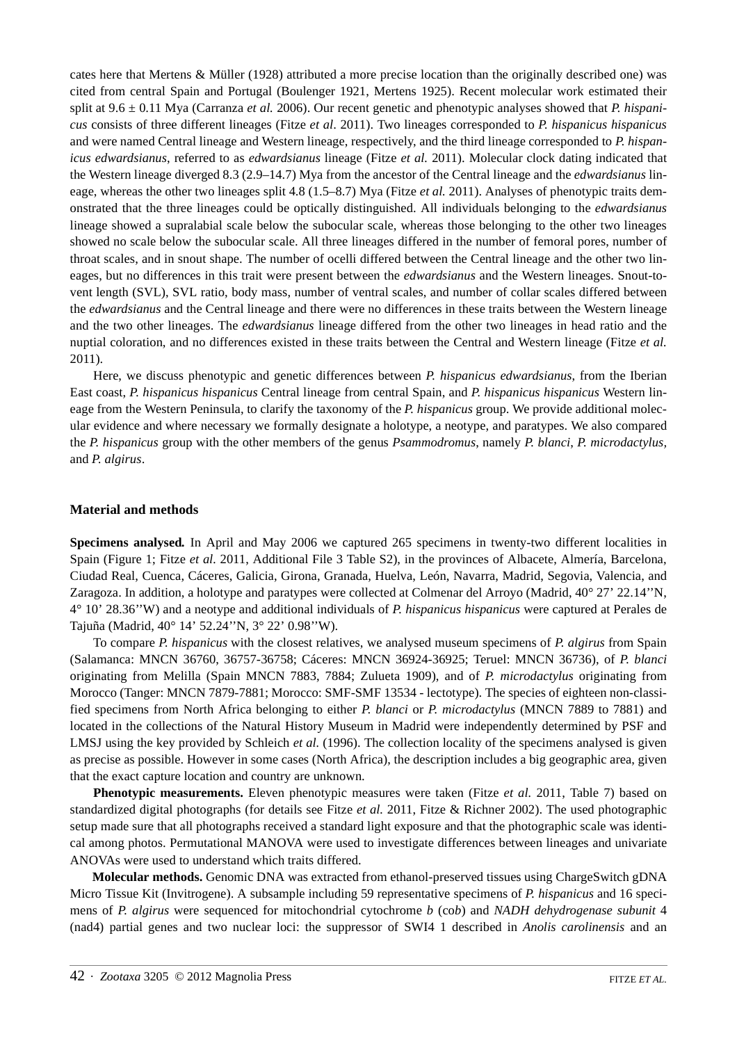cates here that Mertens & Müller (1928) attributed a more precise location than the originally described one) was cited from central Spain and Portugal (Boulenger 1921, Mertens 1925). Recent molecular work estimated their split at 9.6 ± 0.11 Mya (Carranza *et al.* 2006). Our recent genetic and phenotypic analyses showed that *P. hispanicus* consists of three different lineages (Fitze *et al*. 2011). Two lineages corresponded to *P. hispanicus hispanicus* and were named Central lineage and Western lineage, respectively, and the third lineage corresponded to *P. hispanicus edwardsianus*, referred to as *edwardsianus* lineage (Fitze *et al.* 2011). Molecular clock dating indicated that the Western lineage diverged 8.3 (2.9–14.7) Mya from the ancestor of the Central lineage and the *edwardsianus* lineage, whereas the other two lineages split 4.8 (1.5–8.7) Mya (Fitze *et al.* 2011). Analyses of phenotypic traits demonstrated that the three lineages could be optically distinguished. All individuals belonging to the *edwardsianus* lineage showed a supralabial scale below the subocular scale, whereas those belonging to the other two lineages showed no scale below the subocular scale. All three lineages differed in the number of femoral pores, number of throat scales, and in snout shape. The number of ocelli differed between the Central lineage and the other two lineages, but no differences in this trait were present between the *edwardsianus* and the Western lineages. Snout-to-vent length (SVL), SVL ratio, body mass, number of ventral scales, and number of collar scales differed between the *edwardsianus* and the Central lineage and there were no differences in these traits between the Western lineage and the two other lineages. The *edwardsianus* lineage differed from the other two lineages in head ratio and the nuptial coloration, and no differences existed in these traits between the Central and Western lineage (Fitze *et al.* 2011).

Here, we discuss phenotypic and genetic differences between *P. hispanicus edwardsianus*, from the Iberian East coast, *P. hispanicus hispanicus* Central lineage from central Spain, and *P. hispanicus hispanicus* Western lineage from the Western Peninsula, to clarify the taxonomy of the *P. hispanicus* group. We provide additional molecular evidence and where necessary we formally designate a holotype, a neotype, and paratypes. We also compared the *P. hispanicus* group with the other members of the genus *Psammodromus*, namely *P. blanci*, *P. microdactylus,* and *P. algirus*.

## Material and methods

**Specimens analysed.** In April and May 2006 we captured 265 specimens in twenty-two different localities in Spain (Figure 1; Fitze *et al.* 2011, Additional File 3 Table S2), in the provinces of Albacete, Almería, Barcelona, Ciudad Real, Cuenca, Cáceres, Galicia, Girona, Granada, Huelva, León, Navarra, Madrid, Segovia, Valencia, and Zaragoza. In addition, a holotype and paratypes were collected at Colmenar del Arroyo (Madrid, 40° 27' 22.14''N, 4° 10' 28.36''W) and a neotype and additional individuals of *P. hispanicus hispanicus* were captured at Perales de Tajuña (Madrid, 40° 14' 52.24''N, 3° 22' 0.98''W).

To compare *P. hispanicus* with the closest relatives, we analysed museum specimens of *P. algirus* from Spain (Salamanca: MNCN 36760, 36757-36758; Cáceres: MNCN 36924-36925; Teruel: MNCN 36736), of *P. blanci* originating from Melilla (Spain MNCN 7883, 7884; Zulueta 1909), and of *P. microdactylus* originating from Morocco (Tanger: MNCN 7879-7881; Morocco: SMF-SMF 13534 - lectotype). The species of eighteen non-classified specimens from North Africa belonging to either *P. blanci* or *P. microdactylus* (MNCN 7889 to 7881) and located in the collections of the Natural History Museum in Madrid were independently determined by PSF and LMSJ using the key provided by Schleich *et al.* (1996). The collection locality of the specimens analysed is given as precise as possible. However in some cases (North Africa), the description includes a big geographic area, given that the exact capture location and country are unknown.

**Phenotypic measurements.** Eleven phenotypic measures were taken (Fitze *et al.* 2011, Table 7) based on standardized digital photographs (for details see Fitze *et al.* 2011, Fitze & Richner 2002). The used photographic setup made sure that all photographs received a standard light exposure and that the photographic scale was identical among photos. Permutational MANOVA were used to investigate differences between lineages and univariate ANOVAs were used to understand which traits differed.

**Molecular methods.** Genomic DNA was extracted from ethanol-preserved tissues using ChargeSwitch gDNA Micro Tissue Kit (Invitrogene). A subsample including 59 representative specimens of *P. hispanicus* and 16 specimens of *P. algirus* were sequenced for mitochondrial cytochrome *b* (cob) and *NADH dehydrogenase subunit* 4 (nad4) partial genes and two nuclear loci: the suppressor of SWI4 1 described in *Anolis carolinensis* and an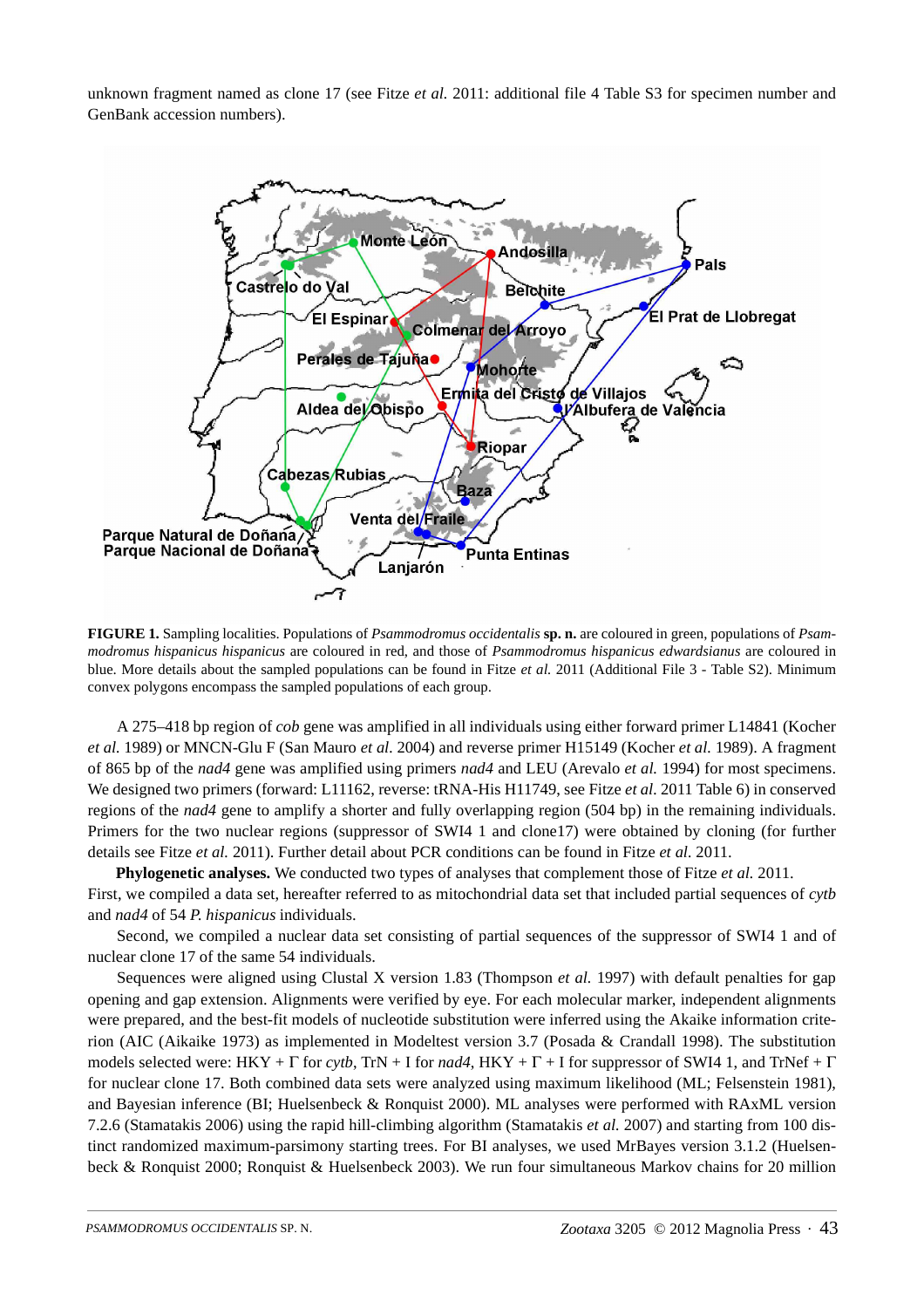unknown fragment named as clone 17 (see Fitze *et al.* 2011: additional file 4 Table S3 for specimen number and GenBank accession numbers).

**FIGURE 1.** Sampling localities. Populations of *Psammodromus occidentalis* **sp. n.** are coloured in green, populations of *Psammodromus hispanicus hispanicus* are coloured in red, and those of *Psammodromus hispanicus edwardsianus* are coloured in blue. More details about the sampled populations can be found in Fitze *et al.* 2011 (Additional File 3 - Table S2). Minimum convex polygons encompass the sampled populations of each group.

A 275–418 bp region of *cob* gene was amplified in all individuals using either forward primer L14841 (Kocher *et al.* 1989) or MNCN-Glu F (San Mauro *et al.* 2004) and reverse primer H15149 (Kocher *et al.* 1989). A fragment of 865 bp of the *nad4* gene was amplified using primers *nad4* and LEU (Arevalo *et al.* 1994) for most specimens. We designed two primers (forward: L11162, reverse: tRNA-His H11749, see Fitze *et al.* 2011 Table 6) in conserved regions of the *nad4* gene to amplify a shorter and fully overlapping region (504 bp) in the remaining individuals. Primers for the two nuclear regions (suppressor of SWI4 1 and clone17) were obtained by cloning (for further details see Fitze *et al.* 2011). Further detail about PCR conditions can be found in Fitze *et al.* 2011.

**Phylogenetic analyses.** We conducted two types of analyses that complement those of Fitze *et al.* 2011. First, we compiled a data set, hereafter referred to as mitochondrial data set that included partial sequences of *cytb* and *nad4* of 54 *P. hispanicus* individuals.

Second, we compiled a nuclear data set consisting of partial sequences of the suppressor of SWI4 1 and of nuclear clone 17 of the same 54 individuals.

Sequences were aligned using Clustal X version 1.83 (Thompson *et al.* 1997) with default penalties for gap opening and gap extension. Alignments were verified by eye. For each molecular marker, independent alignments were prepared, and the best-fit models of nucleotide substitution were inferred using the Akaike information criterion (AIC (Aikaike 1973) as implemented in Modeltest version 3.7 (Posada & Crandall 1998). The substitution models selected were: HKY + Γ for *cytb*, TrN + I for *nad4*, HKY + Γ + I for suppressor of SWI4 1, and TrNef + Γ for nuclear clone 17. Both combined data sets were analyzed using maximum likelihood (ML; Felsenstein 1981), and Bayesian inference (BI; Huelsenbeck & Ronquist 2000). ML analyses were performed with RAxML version 7.2.6 (Stamatakis 2006) using the rapid hill-climbing algorithm (Stamatakis *et al.* 2007) and starting from 100 distinct randomized maximum-parsimony starting trees. For BI analyses, we used MrBayes version 3.1.2 (Huelsenbeck & Ronquist 2000; Ronquist & Huelsenbeck 2003). We run four simultaneous Markov chains for 20 million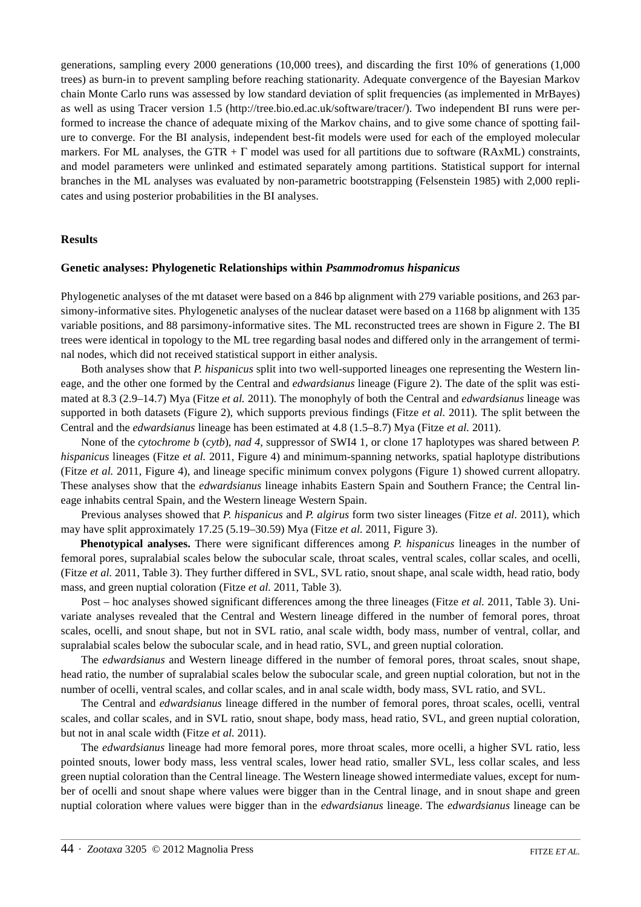generations, sampling every 2000 generations (10,000 trees), and discarding the first 10% of generations (1,000 trees) as burn-in to prevent sampling before reaching stationarity. Adequate convergence of the Bayesian Markov chain Monte Carlo runs was assessed by low standard deviation of split frequencies (as implemented in MrBayes) as well as using Tracer version 1.5 (http://tree.bio.ed.ac.uk/software/tracer/). Two independent BI runs were performed to increase the chance of adequate mixing of the Markov chains, and to give some chance of spotting failure to converge. For the BI analysis, independent best-fit models were used for each of the employed molecular markers. For ML analyses, the GTR + Γ model was used for all partitions due to software (RAxML) constraints, and model parameters were unlinked and estimated separately among partitions. Statistical support for internal branches in the ML analyses was evaluated by non-parametric bootstrapping (Felsenstein 1985) with 2,000 replicates and using posterior probabilities in the BI analyses.

## Results

### Genetic analyses: Phylogenetic Relationships within *Psammodromus hispanicus*

Phylogenetic analyses of the mt dataset were based on a 846 bp alignment with 279 variable positions, and 263 parsimony-informative sites. Phylogenetic analyses of the nuclear dataset were based on a 1168 bp alignment with 135 variable positions, and 88 parsimony-informative sites. The ML reconstructed trees are shown in Figure 2. The BI trees were identical in topology to the ML tree regarding basal nodes and differed only in the arrangement of terminal nodes, which did not received statistical support in either analysis.

Both analyses show that *P. hispanicus* split into two well-supported lineages one representing the Western lineage, and the other one formed by the Central and *edwardsianus* lineage (Figure 2). The date of the split was estimated at 8.3 (2.9–14.7) Mya (Fitze *et al.* 2011). The monophyly of both the Central and *edwardsianus* lineage was supported in both datasets (Figure 2), which supports previous findings (Fitze *et al.* 2011). The split between the Central and the *edwardsianus* lineage has been estimated at 4.8 (1.5–8.7) Mya (Fitze *et al.* 2011).

None of the *cytochrome b* (*cytb*), *nad 4*, suppressor of SWI4 1, or clone 17 haplotypes was shared between *P. hispanicus* lineages (Fitze *et al.* 2011, Figure 4) and minimum-spanning networks, spatial haplotype distributions (Fitze *et al.* 2011, Figure 4), and lineage specific minimum convex polygons (Figure 1) showed current allopatry. These analyses show that the *edwardsianus* lineage inhabits Eastern Spain and Southern France; the Central lineage inhabits central Spain, and the Western lineage Western Spain.

Previous analyses showed that *P. hispanicus* and *P. algirus* form two sister lineages (Fitze *et al.* 2011), which may have split approximately 17.25 (5.19–30.59) Mya (Fitze *et al.* 2011, Figure 3).

**Phenotypical analyses.** There were significant differences among *P. hispanicus* lineages in the number of femoral pores, supralabial scales below the subocular scale, throat scales, ventral scales, collar scales, and ocelli, (Fitze *et al.* 2011, Table 3). They further differed in SVL, SVL ratio, snout shape, anal scale width, head ratio, body mass, and green nuptial coloration (Fitze *et al.* 2011, Table 3).

Post – hoc analyses showed significant differences among the three lineages (Fitze *et al.* 2011, Table 3). Univariate analyses revealed that the Central and Western lineage differed in the number of femoral pores, throat scales, ocelli, and snout shape, but not in SVL ratio, anal scale width, body mass, number of ventral, collar, and supralabial scales below the subocular scale, and in head ratio, SVL, and green nuptial coloration.

The *edwardsianus* and Western lineage differed in the number of femoral pores, throat scales, snout shape, head ratio, the number of supralabial scales below the subocular scale, and green nuptial coloration, but not in the number of ocelli, ventral scales, and collar scales, and in anal scale width, body mass, SVL ratio, and SVL.

The Central and *edwardsianus* lineage differed in the number of femoral pores, throat scales, ocelli, ventral scales, and collar scales, and in SVL ratio, snout shape, body mass, head ratio, SVL, and green nuptial coloration, but not in anal scale width (Fitze *et al.* 2011).

The *edwardsianus* lineage had more femoral pores, more throat scales, more ocelli, a higher SVL ratio, less pointed snouts, lower body mass, less ventral scales, lower head ratio, smaller SVL, less collar scales, and less green nuptial coloration than the Central lineage. The Western lineage showed intermediate values, except for number of ocelli and snout shape where values were bigger than in the Central linage, and in snout shape and green nuptial coloration where values were bigger than in the *edwardsianus* lineage. The *edwardsianus* lineage can be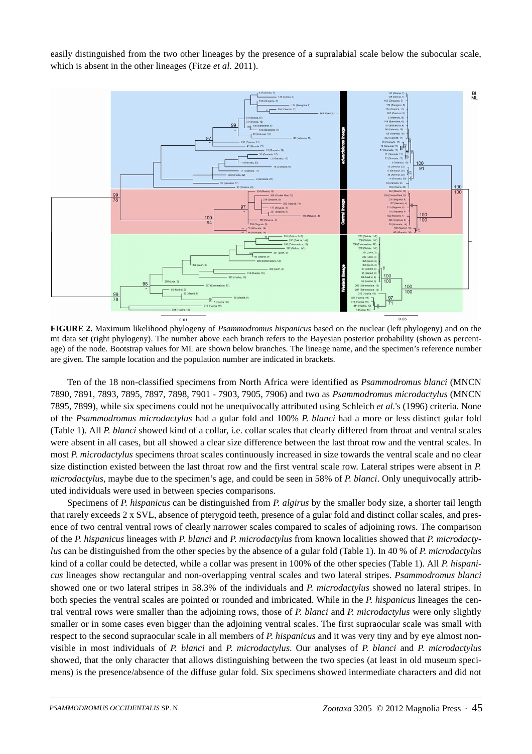easily distinguished from the two other lineages by the presence of a supralabial scale below the subocular scale, which is absent in the other lineages (Fitze *et al.* 2011).

**FIGURE 2.** Maximum likelihood phylogeny of *Psammodromus hispanicus* based on the nuclear (left phylogeny) and on the mt data set (right phylogeny). The number above each branch refers to the Bayesian posterior probability (shown as percentage) of the node. Bootstrap values for ML are shown below branches. The lineage name, and the specimen's reference number are given. The sample location and the population number are indicated in brackets.

Ten of the 18 non-classified specimens from North Africa were identified as *Psammodromus blanci* (MNCN 7890, 7891, 7893, 7895, 7897, 7898, 7901 - 7903, 7905, 7906) and two as *Psammodromus microdactylus* (MNCN 7895, 7899), while six specimens could not be unequivocally attributed using Schleich *et al.*'s (1996) criteria. None of the *Psammodromus microdactylus* had a gular fold and 100% *P. blanci* had a more or less distinct gular fold (Table 1). All *P. blanci* showed kind of a collar, i.e. collar scales that clearly differed from throat and ventral scales were absent in all cases, but all showed a clear size difference between the last throat row and the ventral scales. In most *P. microdactylus* specimens throat scales continuously increased in size towards the ventral scale and no clear size distinction existed between the last throat row and the first ventral scale row. Lateral stripes were absent in *P. microdactylus*, maybe due to the specimen's age, and could be seen in 58% of *P. blanci*. Only unequivocally attributed individuals were used in between species comparisons.

Specimens of *P. hispanicus* can be distinguished from *P. algirus* by the smaller body size, a shorter tail length that rarely exceeds 2 x SVL, absence of pterygoid teeth, presence of a gular fold and distinct collar scales, and presence of two central ventral rows of clearly narrower scales compared to scales of adjoining rows. The comparison of the *P. hispanicus* lineages with *P. blanci* and *P. microdactylus* from known localities showed that *P. microdactylus* can be distinguished from the other species by the absence of a gular fold (Table 1). In 40 % of *P. microdactylus* kind of a collar could be detected, while a collar was present in 100% of the other species (Table 1). All *P. hispanicus* lineages show rectangular and non-overlapping ventral scales and two lateral stripes. *Psammodromus blanci* showed one or two lateral stripes in 58.3% of the individuals and *P. microdactylus* showed no lateral stripes. In both species the ventral scales are pointed or rounded and imbricated. While in the *P. hispanicus* lineages the central ventral rows were smaller than the adjoining rows, those of *P. blanci* and *P. microdactylus* were only slightly smaller or in some cases even bigger than the adjoining ventral scales. The first supraocular scale was small with respect to the second supraocular scale in all members of *P. hispanicus* and it was very tiny and by eye almost non-visible in most individuals of *P. blanci* and *P. microdactylus.* Our analyses of *P. blanci* and *P. microdactylus* showed, that the only character that allows distinguishing between the two species (at least in old museum specimens) is the presence/absence of the diffuse gular fold. Six specimens showed intermediate characters and did not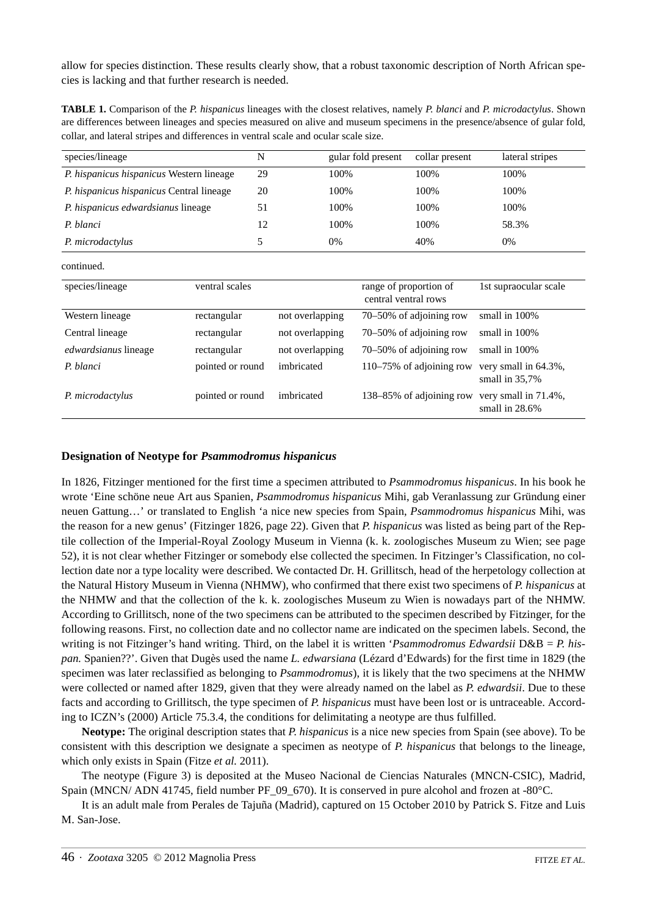allow for species distinction. These results clearly show, that a robust taxonomic description of North African species is lacking and that further research is needed.

**TABLE 1.** Comparison of the *P. hispanicus* lineages with the closest relatives, namely *P. blanci* and *P. microdactylus*. Shown are differences between lineages and species measured on alive and museum specimens in the presence/absence of gular fold, collar, and lateral stripes and differences in ventral scale and ocular scale size.

| species/lineage | N | gular fold present | collar present | lateral stripes |
|---|---|---|---|---|
| *P. hispanicus hispanicus* Western lineage | 29 | 100% | 100% | 100% |
| *P. hispanicus hispanicus* Central lineage | 20 | 100% | 100% | 100% |
| *P. hispanicus edwardsianus* lineage | 51 | 100% | 100% | 100% |
| *P. blanci* | 12 | 100% | 100% | 58.3% |
| *P. microdactylus* | 5 | 0% | 40% | 0% |

continued.

| species/lineage | ventral scales | | range of proportion of central ventral rows | 1st supraocular scale |
|---|---|---|---|---|
| Western lineage | rectangular | not overlapping | 70–50% of adjoining row | small in 100% |
| Central lineage | rectangular | not overlapping | 70–50% of adjoining row | small in 100% |
| *edwardsianus* lineage | rectangular | not overlapping | 70–50% of adjoining row | small in 100% |
| *P. blanci* | pointed or round | imbricated | 110–75% of adjoining row | very small in 64.3%, small in 35,7% |
| *P. microdactylus* | pointed or round | imbricated | 138–85% of adjoining row | very small in 71.4%, small in 28.6% |

## Designation of Neotype for *Psammodromus hispanicus*

In 1826, Fitzinger mentioned for the first time a specimen attributed to *Psammodromus hispanicus*. In his book he wrote 'Eine schöne neue Art aus Spanien, *Psammodromus hispanicus* Mihi, gab Veranlassung zur Gründung einer neuen Gattung…' or translated to English 'a nice new species from Spain, *Psammodromus hispanicus* Mihi, was the reason for a new genus' (Fitzinger 1826, page 22). Given that *P. hispanicus* was listed as being part of the Reptile collection of the Imperial-Royal Zoology Museum in Vienna (k. k. zoologisches Museum zu Wien; see page 52), it is not clear whether Fitzinger or somebody else collected the specimen. In Fitzinger's Classification, no collection date nor a type locality were described. We contacted Dr. H. Grillitsch, head of the herpetology collection at the Natural History Museum in Vienna (NHMW), who confirmed that there exist two specimens of *P. hispanicus* at the NHMW and that the collection of the k. k. zoologisches Museum zu Wien is nowadays part of the NHMW. According to Grillitsch, none of the two specimens can be attributed to the specimen described by Fitzinger, for the following reasons. First, no collection date and no collector name are indicated on the specimen labels. Second, the writing is not Fitzinger's hand writing. Third, on the label it is written '*Psammodromus Edwardsii* D&B = *P. hispan.* Spanien??'. Given that Dugès used the name *L. edwarsiana* (Lézard d'Edwards) for the first time in 1829 (the specimen was later reclassified as belonging to *Psammodromus*), it is likely that the two specimens at the NHMW were collected or named after 1829, given that they were already named on the label as *P. edwardsii*. Due to these facts and according to Grillitsch, the type specimen of *P. hispanicus* must have been lost or is untraceable. According to ICZN's (2000) Article 75.3.4, the conditions for delimitating a neotype are thus fulfilled.

**Neotype:** The original description states that *P. hispanicus* is a nice new species from Spain (see above). To be consistent with this description we designate a specimen as neotype of *P. hispanicus* that belongs to the lineage, which only exists in Spain (Fitze *et al.* 2011).

The neotype (Figure 3) is deposited at the Museo Nacional de Ciencias Naturales (MNCN-CSIC), Madrid, Spain (MNCN/ ADN 41745, field number PF_09_670). It is conserved in pure alcohol and frozen at -80°C.

It is an adult male from Perales de Tajuña (Madrid), captured on 15 October 2010 by Patrick S. Fitze and Luis M. San-Jose.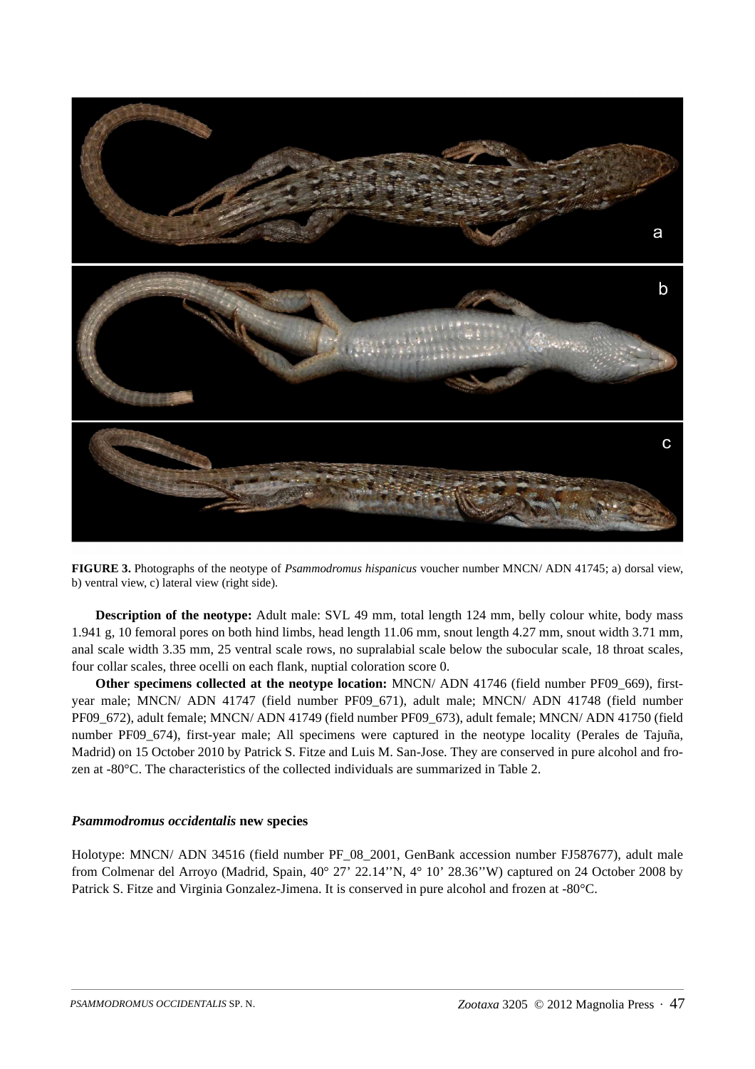**FIGURE 3.** Photographs of the neotype of *Psammodromus hispanicus* voucher number MNCN/ ADN 41745; a) dorsal view, b) ventral view, c) lateral view (right side).

**Description of the neotype:** Adult male: SVL 49 mm, total length 124 mm, belly colour white, body mass 1.941 g, 10 femoral pores on both hind limbs, head length 11.06 mm, snout length 4.27 mm, snout width 3.71 mm, anal scale width 3.35 mm, 25 ventral scale rows, no supralabial scale below the subocular scale, 18 throat scales, four collar scales, three ocelli on each flank, nuptial coloration score 0.

**Other specimens collected at the neotype location:** MNCN/ ADN 41746 (field number PF09_669), first-year male; MNCN/ ADN 41747 (field number PF09_671), adult male; MNCN/ ADN 41748 (field number PF09_672), adult female; MNCN/ ADN 41749 (field number PF09_673), adult female; MNCN/ ADN 41750 (field number PF09_674), first-year male; All specimens were captured in the neotype locality (Perales de Tajuña, Madrid) on 15 October 2010 by Patrick S. Fitze and Luis M. San-Jose. They are conserved in pure alcohol and frozen at -80°C. The characteristics of the collected individuals are summarized in Table 2.

### *Psammodromus occidentalis* new species

Holotype: MNCN/ ADN 34516 (field number PF_08_2001, GenBank accession number FJ587677), adult male from Colmenar del Arroyo (Madrid, Spain, 40° 27' 22.14''N, 4° 10' 28.36''W) captured on 24 October 2008 by Patrick S. Fitze and Virginia Gonzalez-Jimena. It is conserved in pure alcohol and frozen at -80°C.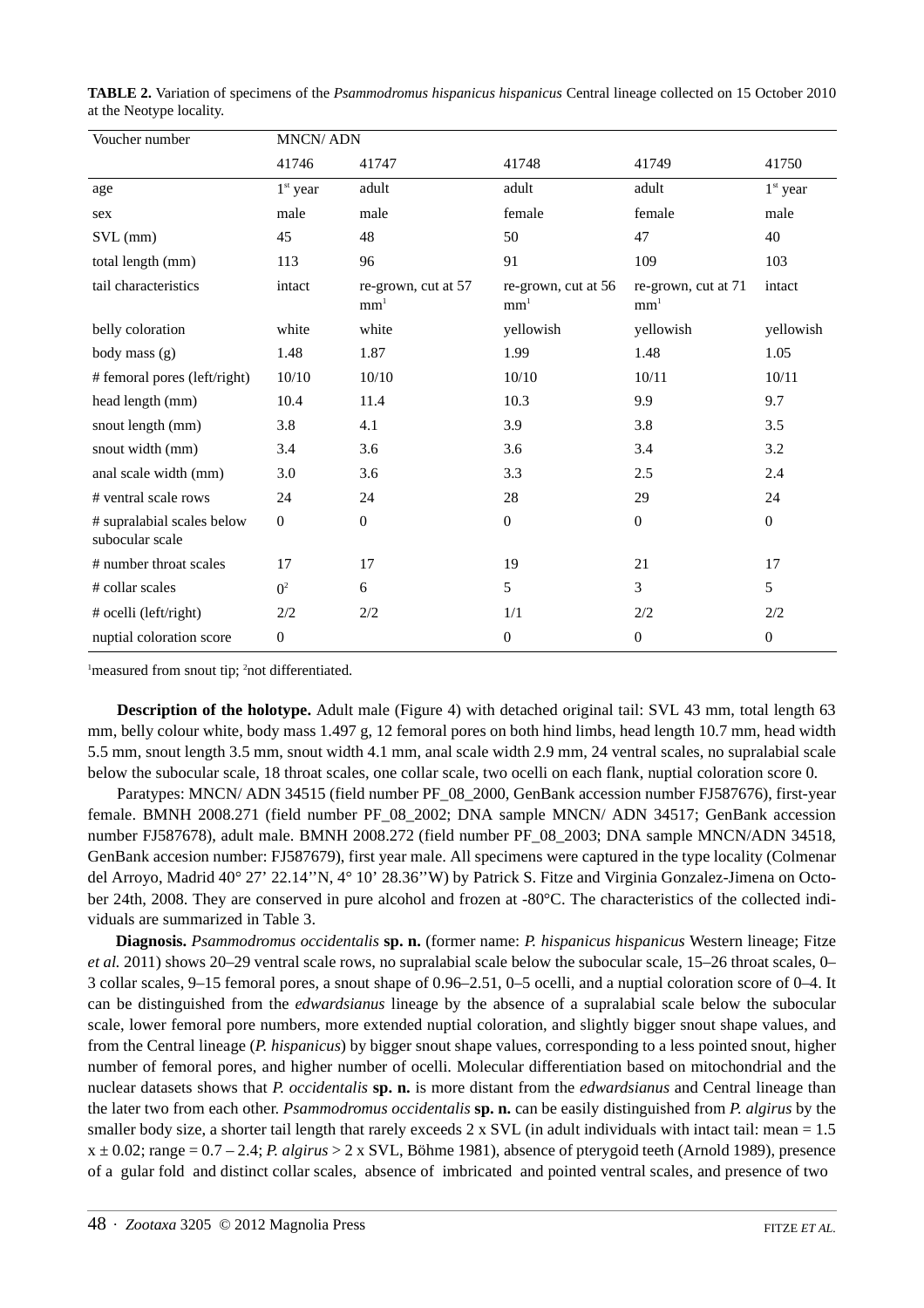**TABLE 2.** Variation of specimens of the *Psammodromus hispanicus hispanicus* Central lineage collected on 15 October 2010 at the Neotype locality.

| Voucher number | MNCN/ ADN | | | | |
|---|---|---|---|---|---|
| | 41746 | 41747 | 41748 | 41749 | 41750 |
| age | 1st year | adult | adult | adult | 1st year |
| sex | male | male | female | female | male |
| SVL (mm) | 45 | 48 | 50 | 47 | 40 |
| total length (mm) | 113 | 96 | 91 | 109 | 103 |
| tail characteristics | intact | re-grown, cut at 57 mm[1] | re-grown, cut at 56 mm[1] | re-grown, cut at 71 mm[1] | intact |
| belly coloration | white | white | yellowish | yellowish | yellowish |
| body mass (g) | 1.48 | 1.87 | 1.99 | 1.48 | 1.05 |
| # femoral pores (left/right) | 10/10 | 10/10 | 10/10 | 10/11 | 10/11 |
| head length (mm) | 10.4 | 11.4 | 10.3 | 9.9 | 9.7 |
| snout length (mm) | 3.8 | 4.1 | 3.9 | 3.8 | 3.5 |
| snout width (mm) | 3.4 | 3.6 | 3.6 | 3.4 | 3.2 |
| anal scale width (mm) | 3.0 | 3.6 | 3.3 | 2.5 | 2.4 |
| # ventral scale rows | 24 | 24 | 28 | 29 | 24 |
| # supralabial scales below subocular scale | 0 | 0 | 0 | 0 | 0 |
| # number throat scales | 17 | 17 | 19 | 21 | 17 |
| # collar scales | 0[2] | 6 | 5 | 3 | 5 |
| # ocelli (left/right) | 2/2 | 2/2 | 1/1 | 2/2 | 2/2 |
| nuptial coloration score | 0 | | 0 | 0 | 0 |

[1]measured from snout tip; [2]not differentiated.

**Description of the holotype.** Adult male (Figure 4) with detached original tail: SVL 43 mm, total length 63 mm, belly colour white, body mass 1.497 g, 12 femoral pores on both hind limbs, head length 10.7 mm, head width 5.5 mm, snout length 3.5 mm, snout width 4.1 mm, anal scale width 2.9 mm, 24 ventral scales, no supralabial scale below the subocular scale, 18 throat scales, one collar scale, two ocelli on each flank, nuptial coloration score 0.

Paratypes: MNCN/ ADN 34515 (field number PF_08_2000, GenBank accession number FJ587676), first-year female. BMNH 2008.271 (field number PF_08_2002; DNA sample MNCN/ ADN 34517; GenBank accession number FJ587678), adult male. BMNH 2008.272 (field number PF_08_2003; DNA sample MNCN/ADN 34518, GenBank accesion number: FJ587679), first year male. All specimens were captured in the type locality (Colmenar del Arroyo, Madrid 40° 27' 22.14''N, 4° 10' 28.36''W) by Patrick S. Fitze and Virginia Gonzalez-Jimena on October 24th, 2008. They are conserved in pure alcohol and frozen at -80°C. The characteristics of the collected individuals are summarized in Table 3.

**Diagnosis.** *Psammodromus occidentalis* **sp. n.** (former name: *P. hispanicus hispanicus* Western lineage; Fitze *et al.* 2011) shows 20–29 ventral scale rows, no supralabial scale below the subocular scale, 15–26 throat scales, 0–3 collar scales, 9–15 femoral pores, a snout shape of 0.96–2.51, 0–5 ocelli, and a nuptial coloration score of 0–4. It can be distinguished from the *edwardsianus* lineage by the absence of a supralabial scale below the subocular scale, lower femoral pore numbers, more extended nuptial coloration, and slightly bigger snout shape values, and from the Central lineage (*P. hispanicus*) by bigger snout shape values, corresponding to a less pointed snout, higher number of femoral pores, and higher number of ocelli. Molecular differentiation based on mitochondrial and the nuclear datasets shows that *P. occidentalis* **sp. n.** is more distant from the *edwardsianus* and Central lineage than the later two from each other. *Psammodromus occidentalis* **sp. n.** can be easily distinguished from *P. algirus* by the smaller body size, a shorter tail length that rarely exceeds 2 x SVL (in adult individuals with intact tail: mean = 1.5 x ± 0.02; range = 0.7 – 2.4; *P. algirus* > 2 x SVL, Böhme 1981), absence of pterygoid teeth (Arnold 1989), presence of a gular fold and distinct collar scales, absence of imbricated and pointed ventral scales, and presence of two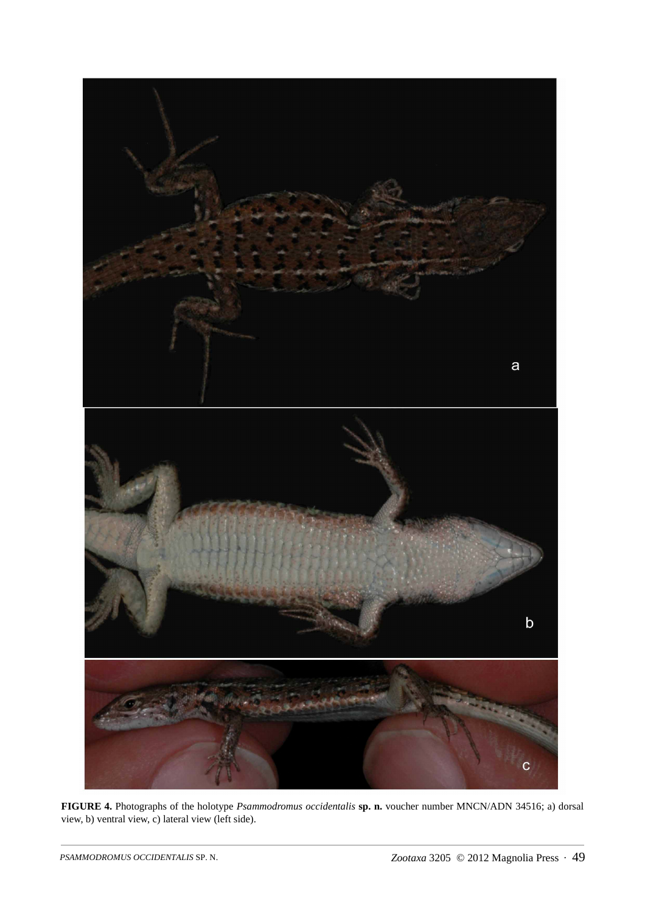**FIGURE 4.** Photographs of the holotype *Psammodromus occidentalis* **sp. n.** voucher number MNCN/ADN 34516; a) dorsal view, b) ventral view, c) lateral view (left side).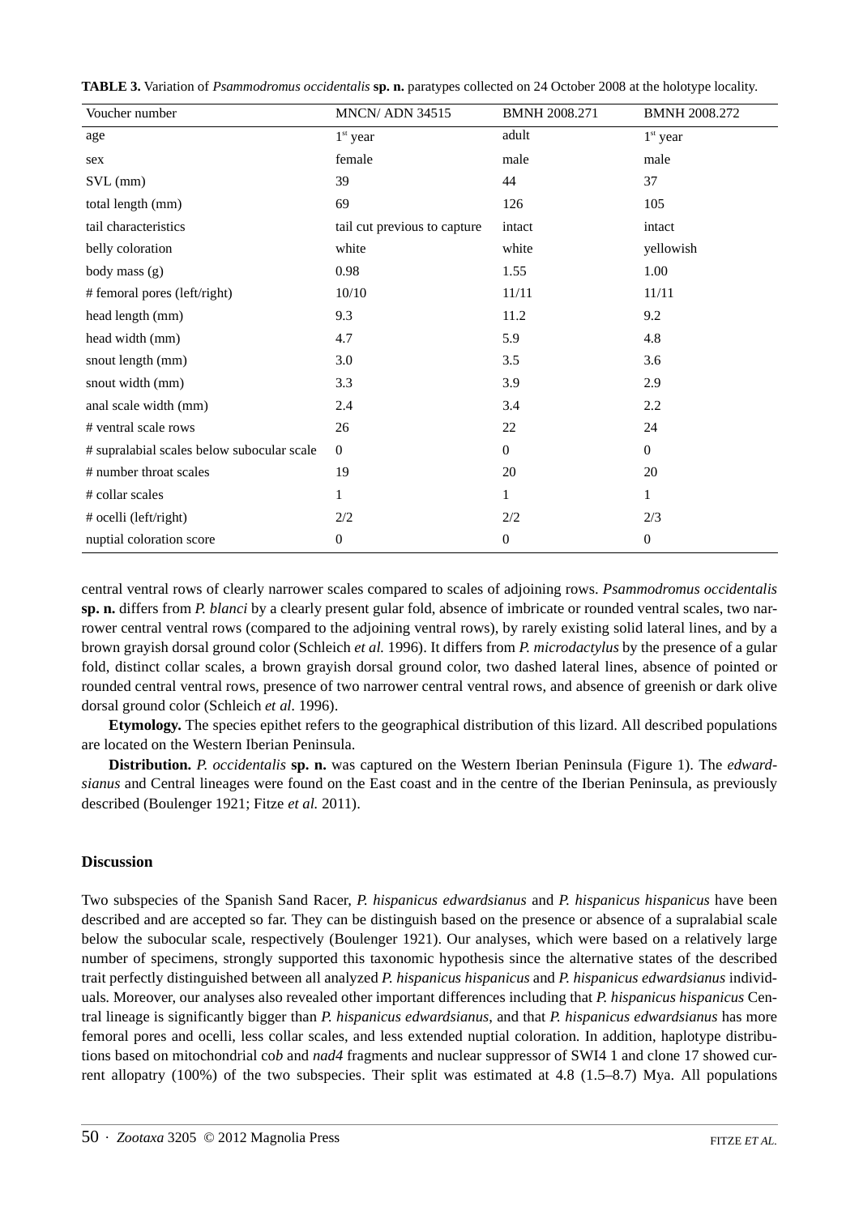**TABLE 3.** Variation of *Psammodromus occidentalis* **sp. n.** paratypes collected on 24 October 2008 at the holotype locality.

| Voucher number | MNCN/ ADN 34515 | BMNH 2008.271 | BMNH 2008.272 |
|---|---|---|---|
| age | 1st year | adult | 1st year |
| sex | female | male | male |
| SVL (mm) | 39 | 44 | 37 |
| total length (mm) | 69 | 126 | 105 |
| tail characteristics | tail cut previous to capture | intact | intact |
| belly coloration | white | white | yellowish |
| body mass (g) | 0.98 | 1.55 | 1.00 |
| # femoral pores (left/right) | 10/10 | 11/11 | 11/11 |
| head length (mm) | 9.3 | 11.2 | 9.2 |
| head width (mm) | 4.7 | 5.9 | 4.8 |
| snout length (mm) | 3.0 | 3.5 | 3.6 |
| snout width (mm) | 3.3 | 3.9 | 2.9 |
| anal scale width (mm) | 2.4 | 3.4 | 2.2 |
| # ventral scale rows | 26 | 22 | 24 |
| # supralabial scales below subocular scale | 0 | 0 | 0 |
| # number throat scales | 19 | 20 | 20 |
| # collar scales | 1 | 1 | 1 |
| # ocelli (left/right) | 2/2 | 2/2 | 2/3 |
| nuptial coloration score | 0 | 0 | 0 |

central ventral rows of clearly narrower scales compared to scales of adjoining rows. *Psammodromus occidentalis* **sp. n.** differs from *P. blanci* by a clearly present gular fold, absence of imbricate or rounded ventral scales, two narrower central ventral rows (compared to the adjoining ventral rows), by rarely existing solid lateral lines, and by a brown grayish dorsal ground color (Schleich *et al.* 1996). It differs from *P. microdactylus* by the presence of a gular fold, distinct collar scales, a brown grayish dorsal ground color, two dashed lateral lines, absence of pointed or rounded central ventral rows, presence of two narrower central ventral rows, and absence of greenish or dark olive dorsal ground color (Schleich *et al*. 1996).

**Etymology.** The species epithet refers to the geographical distribution of this lizard. All described populations are located on the Western Iberian Peninsula.

**Distribution.** *P. occidentalis* **sp. n.** was captured on the Western Iberian Peninsula (Figure 1). The *edwardsianus* and Central lineages were found on the East coast and in the centre of the Iberian Peninsula, as previously described (Boulenger 1921; Fitze *et al.* 2011).

## Discussion

Two subspecies of the Spanish Sand Racer, *P. hispanicus edwardsianus* and *P. hispanicus hispanicus* have been described and are accepted so far. They can be distinguish based on the presence or absence of a supralabial scale below the subocular scale, respectively (Boulenger 1921). Our analyses, which were based on a relatively large number of specimens, strongly supported this taxonomic hypothesis since the alternative states of the described trait perfectly distinguished between all analyzed *P. hispanicus hispanicus* and *P. hispanicus edwardsianus* individuals*.* Moreover, our analyses also revealed other important differences including that *P. hispanicus hispanicus* Central lineage is significantly bigger than *P. hispanicus edwardsianus*, and that *P. hispanicus edwardsianus* has more femoral pores and ocelli, less collar scales, and less extended nuptial coloration. In addition, haplotype distributions based on mitochondrial co*b* and *nad4* fragments and nuclear suppressor of SWI4 1 and clone 17 showed current allopatry (100%) of the two subspecies. Their split was estimated at 4.8 (1.5–8.7) Mya. All populations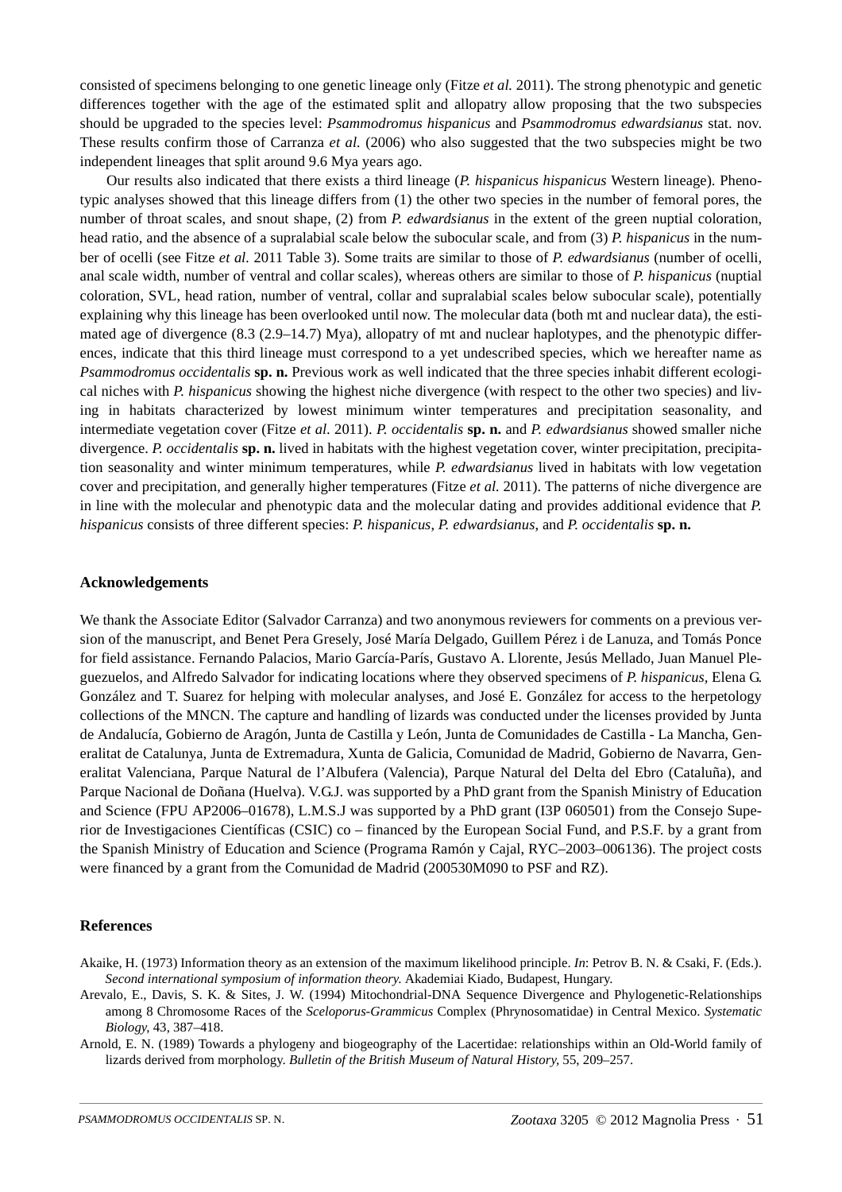consisted of specimens belonging to one genetic lineage only (Fitze *et al.* 2011). The strong phenotypic and genetic differences together with the age of the estimated split and allopatry allow proposing that the two subspecies should be upgraded to the species level: *Psammodromus hispanicus* and *Psammodromus edwardsianus* stat. nov. These results confirm those of Carranza *et al.* (2006) who also suggested that the two subspecies might be two independent lineages that split around 9.6 Mya years ago.

Our results also indicated that there exists a third lineage (*P. hispanicus hispanicus* Western lineage). Phenotypic analyses showed that this lineage differs from (1) the other two species in the number of femoral pores, the number of throat scales, and snout shape, (2) from *P. edwardsianus* in the extent of the green nuptial coloration, head ratio, and the absence of a supralabial scale below the subocular scale, and from (3) *P. hispanicus* in the number of ocelli (see Fitze *et al.* 2011 Table 3). Some traits are similar to those of *P. edwardsianus* (number of ocelli, anal scale width, number of ventral and collar scales), whereas others are similar to those of *P. hispanicus* (nuptial coloration, SVL, head ration, number of ventral, collar and supralabial scales below subocular scale), potentially explaining why this lineage has been overlooked until now. The molecular data (both mt and nuclear data), the estimated age of divergence (8.3 (2.9–14.7) Mya), allopatry of mt and nuclear haplotypes, and the phenotypic differences, indicate that this third lineage must correspond to a yet undescribed species, which we hereafter name as *Psammodromus occidentalis* **sp. n.** Previous work as well indicated that the three species inhabit different ecological niches with *P. hispanicus* showing the highest niche divergence (with respect to the other two species) and living in habitats characterized by lowest minimum winter temperatures and precipitation seasonality, and intermediate vegetation cover (Fitze *et al.* 2011). *P. occidentalis* **sp. n.** and *P. edwardsianus* showed smaller niche divergence. *P. occidentalis* **sp. n.** lived in habitats with the highest vegetation cover, winter precipitation, precipitation seasonality and winter minimum temperatures, while *P. edwardsianus* lived in habitats with low vegetation cover and precipitation, and generally higher temperatures (Fitze *et al.* 2011). The patterns of niche divergence are in line with the molecular and phenotypic data and the molecular dating and provides additional evidence that *P. hispanicus* consists of three different species: *P. hispanicus*, *P. edwardsianus*, and *P. occidentalis* **sp. n.**

## Acknowledgements

We thank the Associate Editor (Salvador Carranza) and two anonymous reviewers for comments on a previous version of the manuscript, and Benet Pera Gresely, José María Delgado, Guillem Pérez i de Lanuza, and Tomás Ponce for field assistance. Fernando Palacios, Mario García-París, Gustavo A. Llorente, Jesús Mellado, Juan Manuel Pleguezuelos, and Alfredo Salvador for indicating locations where they observed specimens of *P. hispanicus*, Elena G. González and T. Suarez for helping with molecular analyses, and José E. González for access to the herpetology collections of the MNCN. The capture and handling of lizards was conducted under the licenses provided by Junta de Andalucía, Gobierno de Aragón, Junta de Castilla y León, Junta de Comunidades de Castilla - La Mancha, Generalitat de Catalunya, Junta de Extremadura, Xunta de Galicia, Comunidad de Madrid, Gobierno de Navarra, Generalitat Valenciana, Parque Natural de l'Albufera (Valencia), Parque Natural del Delta del Ebro (Cataluña), and Parque Nacional de Doñana (Huelva). V.G.J. was supported by a PhD grant from the Spanish Ministry of Education and Science (FPU AP2006–01678), L.M.S.J was supported by a PhD grant (I3P 060501) from the Consejo Superior de Investigaciones Científicas (CSIC) co – financed by the European Social Fund, and P.S.F. by a grant from the Spanish Ministry of Education and Science (Programa Ramón y Cajal, RYC–2003–006136). The project costs were financed by a grant from the Comunidad de Madrid (200530M090 to PSF and RZ).

## References

Akaike, H. (1973) Information theory as an extension of the maximum likelihood principle. *In*: Petrov B. N. & Csaki, F. (Eds.). *Second international symposium of information theory.* Akademiai Kiado, Budapest, Hungary.

Arevalo, E., Davis, S. K. & Sites, J. W. (1994) Mitochondrial-DNA Sequence Divergence and Phylogenetic-Relationships among 8 Chromosome Races of the *Sceloporus-Grammicus* Complex (Phrynosomatidae) in Central Mexico. *Systematic Biology*, 43, 387–418.

Arnold, E. N. (1989) Towards a phylogeny and biogeography of the Lacertidae: relationships within an Old-World family of lizards derived from morphology. *Bulletin of the British Museum of Natural History*, 55, 209–257.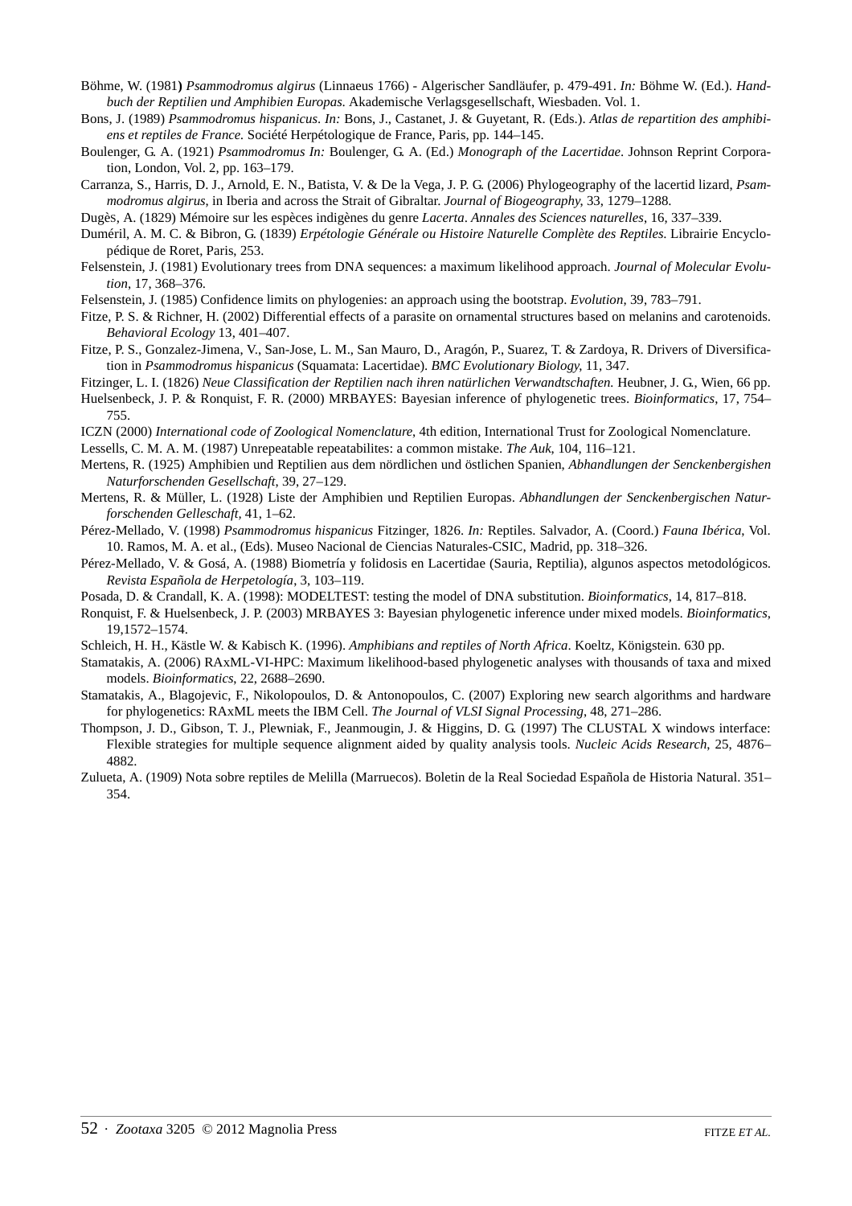Böhme, W. (1981**)** *Psammodromus algirus* (Linnaeus 1766) - Algerischer Sandläufer, p. 479-491. *In:* Böhme W. (Ed.). *Handbuch der Reptilien und Amphibien Europas.* Akademische Verlagsgesellschaft, Wiesbaden. Vol. 1.

Bons, J. (1989) *Psammodromus hispanicus*. *In:* Bons, J., Castanet, J. & Guyetant, R. (Eds.). *Atlas de repartition des amphibiens et reptiles de France.* Société Herpétologique de France, Paris, pp. 144–145.

Boulenger, G. A. (1921) *Psammodromus In:* Boulenger, G. A. (Ed.) *Monograph of the Lacertidae*. Johnson Reprint Corporation, London, Vol. 2, pp. 163–179.

Carranza, S., Harris, D. J., Arnold, E. N., Batista, V. & De la Vega, J. P. G. (2006) Phylogeography of the lacertid lizard, *Psammodromus algirus*, in Iberia and across the Strait of Gibraltar. *Journal of Biogeography*, 33, 1279–1288.

Dugès, A. (1829) Mémoire sur les espèces indigènes du genre *Lacerta*. *Annales des Sciences naturelles*, 16, 337–339.

Duméril, A. M. C. & Bibron, G. (1839) *Erpétologie Générale ou Histoire Naturelle Complète des Reptiles.* Librairie Encyclopédique de Roret, Paris, 253.

Felsenstein, J. (1981) Evolutionary trees from DNA sequences: a maximum likelihood approach. *Journal of Molecular Evolution*, 17, 368–376.

Felsenstein, J. (1985) Confidence limits on phylogenies: an approach using the bootstrap. *Evolution*, 39, 783–791.

Fitze, P. S. & Richner, H. (2002) Differential effects of a parasite on ornamental structures based on melanins and carotenoids. *Behavioral Ecology* 13, 401–407.

Fitze, P. S., Gonzalez-Jimena, V., San-Jose, L. M., San Mauro, D., Aragón, P., Suarez, T. & Zardoya, R. Drivers of Diversification in *Psammodromus hispanicus* (Squamata: Lacertidae). *BMC Evolutionary Biology*, 11, 347.

Fitzinger, L. I. (1826) *Neue Classification der Reptilien nach ihren natürlichen Verwandtschaften.* Heubner, J. G., Wien, 66 pp.

Huelsenbeck, J. P. & Ronquist, F. R. (2000) MRBAYES: Bayesian inference of phylogenetic trees. *Bioinformatics*, 17, 754–755.

ICZN (2000) *International code of Zoological Nomenclature*, 4th edition, International Trust for Zoological Nomenclature.

Lessells, C. M. A. M. (1987) Unrepeatable repeatabilites: a common mistake. *The Auk*, 104, 116–121.

Mertens, R. (1925) Amphibien und Reptilien aus dem nördlichen und östlichen Spanien, *Abhandlungen der Senckenbergishen Naturforschenden Gesellschaft*, 39, 27–129.

Mertens, R. & Müller, L. (1928) Liste der Amphibien und Reptilien Europas. *Abhandlungen der Senckenbergischen Naturforschenden Gelleschaft*, 41, 1–62.

Pérez-Mellado, V. (1998) *Psammodromus hispanicus* Fitzinger, 1826. *In:* Reptiles. Salvador, A. (Coord.) *Fauna Ibérica*, Vol. 10. Ramos, M. A. et al., (Eds). Museo Nacional de Ciencias Naturales-CSIC, Madrid, pp. 318–326.

Pérez-Mellado, V. & Gosá, A. (1988) Biometría y folidosis en Lacertidae (Sauria, Reptilia), algunos aspectos metodológicos. *Revista Española de Herpetología*, 3, 103–119.

Posada, D. & Crandall, K. A. (1998): MODELTEST: testing the model of DNA substitution. *Bioinformatics*, 14, 817–818.

Ronquist, F. & Huelsenbeck, J. P. (2003) MRBAYES 3: Bayesian phylogenetic inference under mixed models. *Bioinformatics*, 19,1572–1574.

Schleich, H. H., Kästle W. & Kabisch K. (1996). *Amphibians and reptiles of North Africa*. Koeltz, Königstein. 630 pp.

Stamatakis, A. (2006) RAxML-VI-HPC: Maximum likelihood-based phylogenetic analyses with thousands of taxa and mixed models. *Bioinformatics*, 22, 2688–2690.

Stamatakis, A., Blagojevic, F., Nikolopoulos, D. & Antonopoulos, C. (2007) Exploring new search algorithms and hardware for phylogenetics: RAxML meets the IBM Cell. *The Journal of VLSI Signal Processing*, 48, 271–286.

Thompson, J. D., Gibson, T. J., Plewniak, F., Jeanmougin, J. & Higgins, D. G. (1997) The CLUSTAL X windows interface: Flexible strategies for multiple sequence alignment aided by quality analysis tools. *Nucleic Acids Research*, 25, 4876–4882.

Zulueta, A. (1909) Nota sobre reptiles de Melilla (Marruecos). Boletin de la Real Sociedad Española de Historia Natural. 351–354.